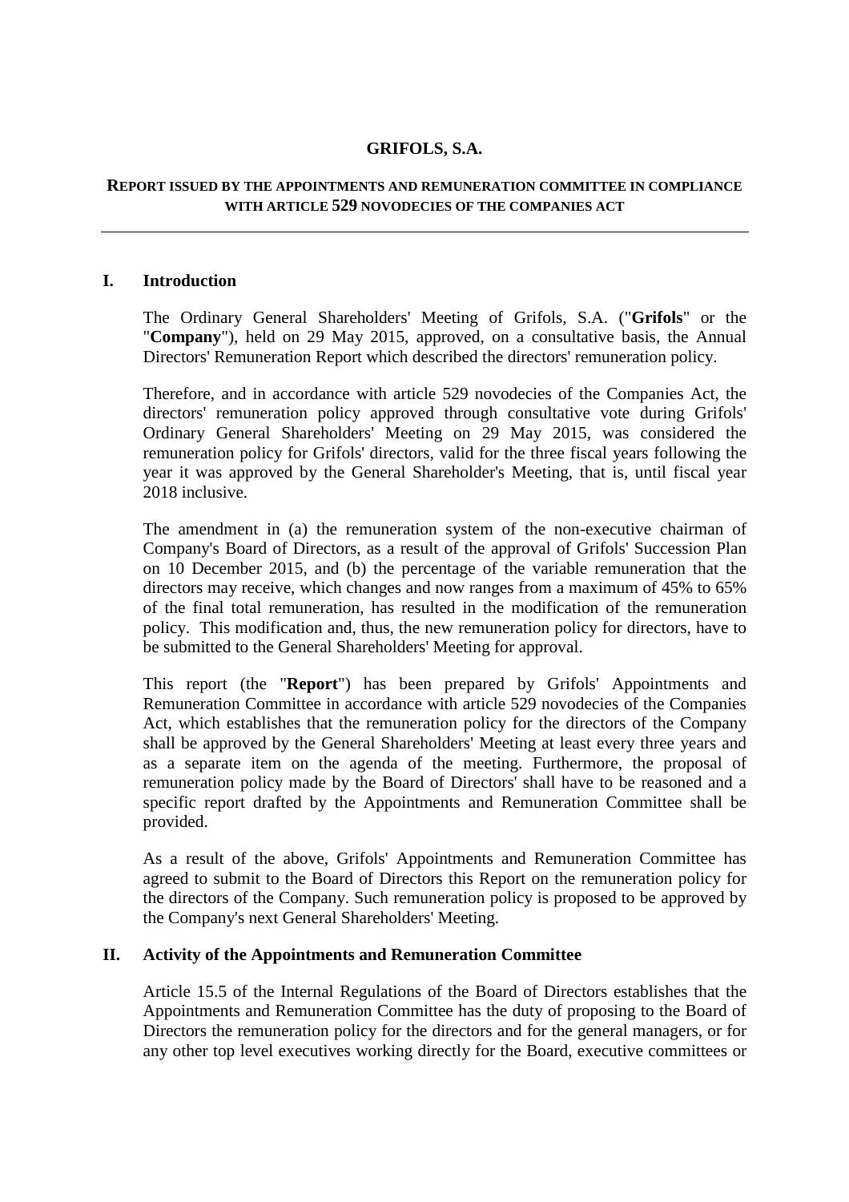# GRIFOLS, S.A.

## REPORT ISSUED BY THE APPOINTMENTS AND REMUNERATION COMMITTEE IN COMPLIANCE WITH ARTICLE 529 NOVODECIES OF THE COMPANIES ACT

---

### I. Introduction

The Ordinary General Shareholders' Meeting of Grifols, S.A. ("**Grifols**" or the "**Company**"), held on 29 May 2015, approved, on a consultative basis, the Annual Directors' Remuneration Report which described the directors' remuneration policy.

Therefore, and in accordance with article 529 novodecies of the Companies Act, the directors' remuneration policy approved through consultative vote during Grifols' Ordinary General Shareholders' Meeting on 29 May 2015, was considered the remuneration policy for Grifols' directors, valid for the three fiscal years following the year it was approved by the General Shareholder's Meeting, that is, until fiscal year 2018 inclusive.

The amendment in (a) the remuneration system of the non-executive chairman of Company's Board of Directors, as a result of the approval of Grifols' Succession Plan on 10 December 2015, and (b) the percentage of the variable remuneration that the directors may receive, which changes and now ranges from a maximum of 45% to 65% of the final total remuneration, has resulted in the modification of the remuneration policy. This modification and, thus, the new remuneration policy for directors, have to be submitted to the General Shareholders' Meeting for approval.

This report (the "**Report**") has been prepared by Grifols' Appointments and Remuneration Committee in accordance with article 529 novodecies of the Companies Act, which establishes that the remuneration policy for the directors of the Company shall be approved by the General Shareholders' Meeting at least every three years and as a separate item on the agenda of the meeting. Furthermore, the proposal of remuneration policy made by the Board of Directors' shall have to be reasoned and a specific report drafted by the Appointments and Remuneration Committee shall be provided.

As a result of the above, Grifols' Appointments and Remuneration Committee has agreed to submit to the Board of Directors this Report on the remuneration policy for the directors of the Company. Such remuneration policy is proposed to be approved by the Company's next General Shareholders' Meeting.

### II. Activity of the Appointments and Remuneration Committee

Article 15.5 of the Internal Regulations of the Board of Directors establishes that the Appointments and Remuneration Committee has the duty of proposing to the Board of Directors the remuneration policy for the directors and for the general managers, or for any other top level executives working directly for the Board, executive committees or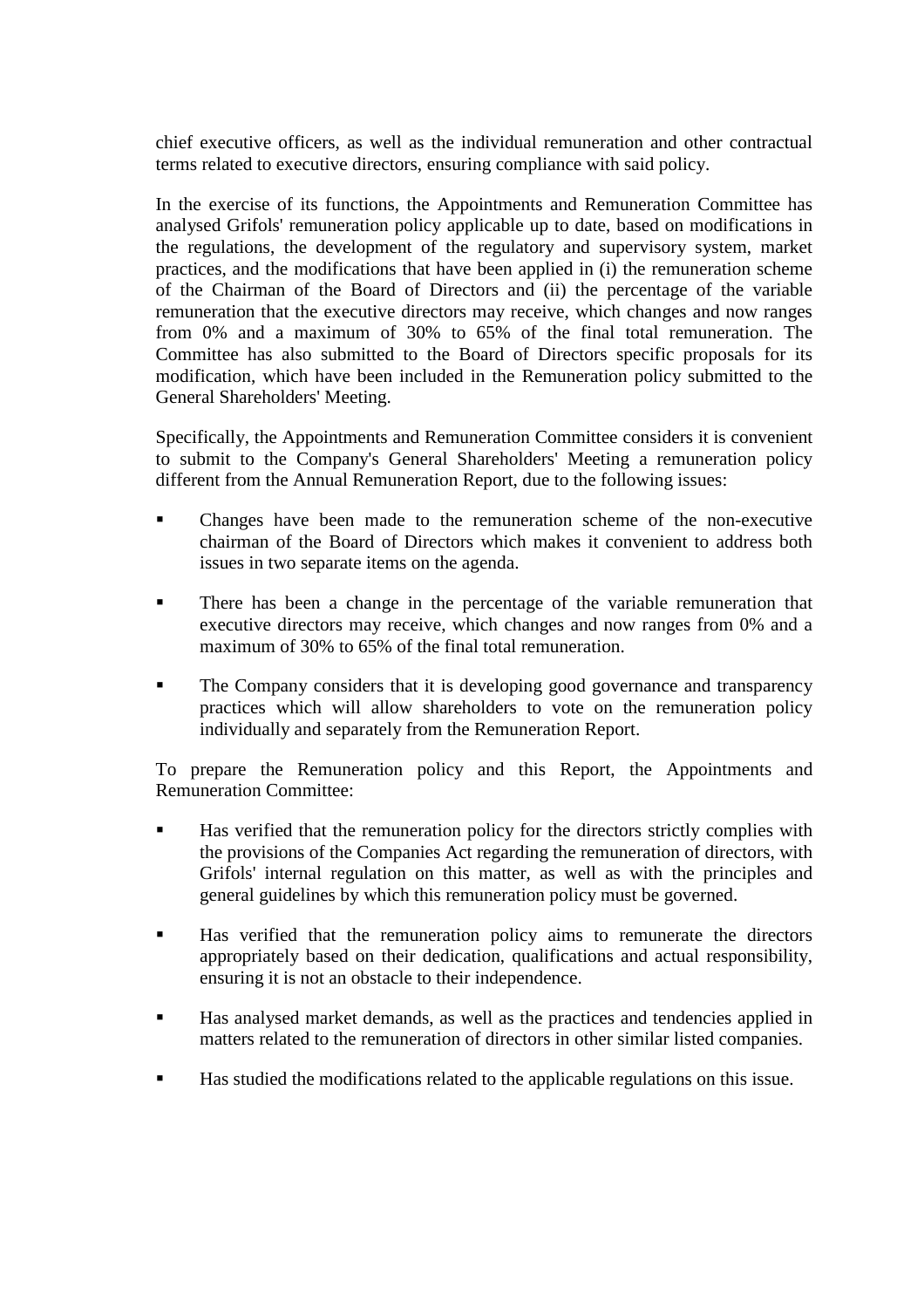chief executive officers, as well as the individual remuneration and other contractual terms related to executive directors, ensuring compliance with said policy.

In the exercise of its functions, the Appointments and Remuneration Committee has analysed Grifols' remuneration policy applicable up to date, based on modifications in the regulations, the development of the regulatory and supervisory system, market practices, and the modifications that have been applied in (i) the remuneration scheme of the Chairman of the Board of Directors and (ii) the percentage of the variable remuneration that the executive directors may receive, which changes and now ranges from 0% and a maximum of 30% to 65% of the final total remuneration. The Committee has also submitted to the Board of Directors specific proposals for its modification, which have been included in the Remuneration policy submitted to the General Shareholders' Meeting.

Specifically, the Appointments and Remuneration Committee considers it is convenient to submit to the Company's General Shareholders' Meeting a remuneration policy different from the Annual Remuneration Report, due to the following issues:

- Changes have been made to the remuneration scheme of the non-executive chairman of the Board of Directors which makes it convenient to address both issues in two separate items on the agenda.
- There has been a change in the percentage of the variable remuneration that executive directors may receive, which changes and now ranges from 0% and a maximum of 30% to 65% of the final total remuneration.
- The Company considers that it is developing good governance and transparency practices which will allow shareholders to vote on the remuneration policy individually and separately from the Remuneration Report.

To prepare the Remuneration policy and this Report, the Appointments and Remuneration Committee:

- Has verified that the remuneration policy for the directors strictly complies with the provisions of the Companies Act regarding the remuneration of directors, with Grifols' internal regulation on this matter, as well as with the principles and general guidelines by which this remuneration policy must be governed.
- Has verified that the remuneration policy aims to remunerate the directors appropriately based on their dedication, qualifications and actual responsibility, ensuring it is not an obstacle to their independence.
- Has analysed market demands, as well as the practices and tendencies applied in matters related to the remuneration of directors in other similar listed companies.
- Has studied the modifications related to the applicable regulations on this issue.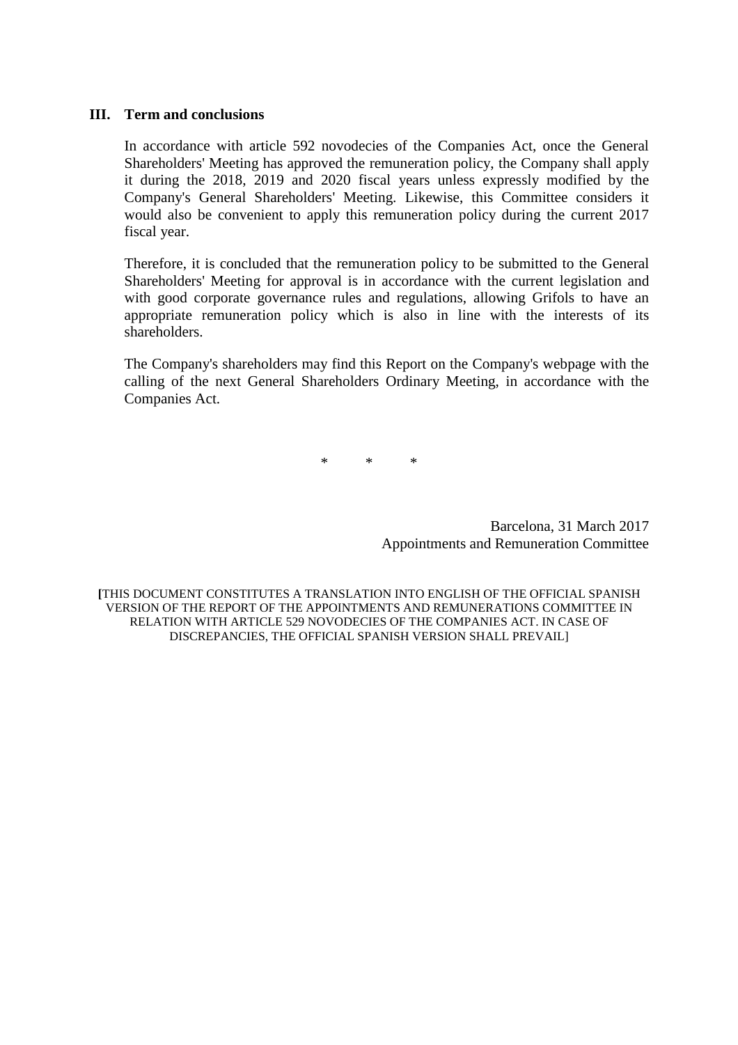## III. Term and conclusions

In accordance with article 592 novodecies of the Companies Act, once the General Shareholders' Meeting has approved the remuneration policy, the Company shall apply it during the 2018, 2019 and 2020 fiscal years unless expressly modified by the Company's General Shareholders' Meeting. Likewise, this Committee considers it would also be convenient to apply this remuneration policy during the current 2017 fiscal year.

Therefore, it is concluded that the remuneration policy to be submitted to the General Shareholders' Meeting for approval is in accordance with the current legislation and with good corporate governance rules and regulations, allowing Grifols to have an appropriate remuneration policy which is also in line with the interests of its shareholders.

The Company's shareholders may find this Report on the Company's webpage with the calling of the next General Shareholders Ordinary Meeting, in accordance with the Companies Act.

\* \* \*

Barcelona, 31 March 2017
Appointments and Remuneration Committee

[THIS DOCUMENT CONSTITUTES A TRANSLATION INTO ENGLISH OF THE OFFICIAL SPANISH VERSION OF THE REPORT OF THE APPOINTMENTS AND REMUNERATIONS COMMITTEE IN RELATION WITH ARTICLE 529 NOVODECIES OF THE COMPANIES ACT. IN CASE OF DISCREPANCIES, THE OFFICIAL SPANISH VERSION SHALL PREVAIL]